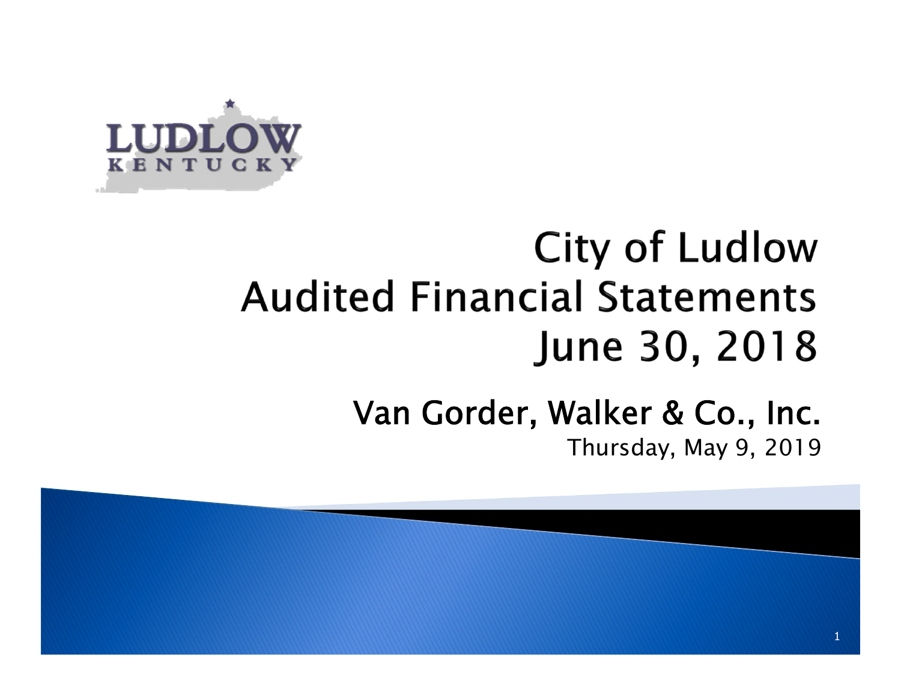LUDLOW
KENTUCKY

# City of Ludlow Audited Financial Statements June 30, 2018

## Van Gorder, Walker & Co., Inc.

Thursday, May 9, 2019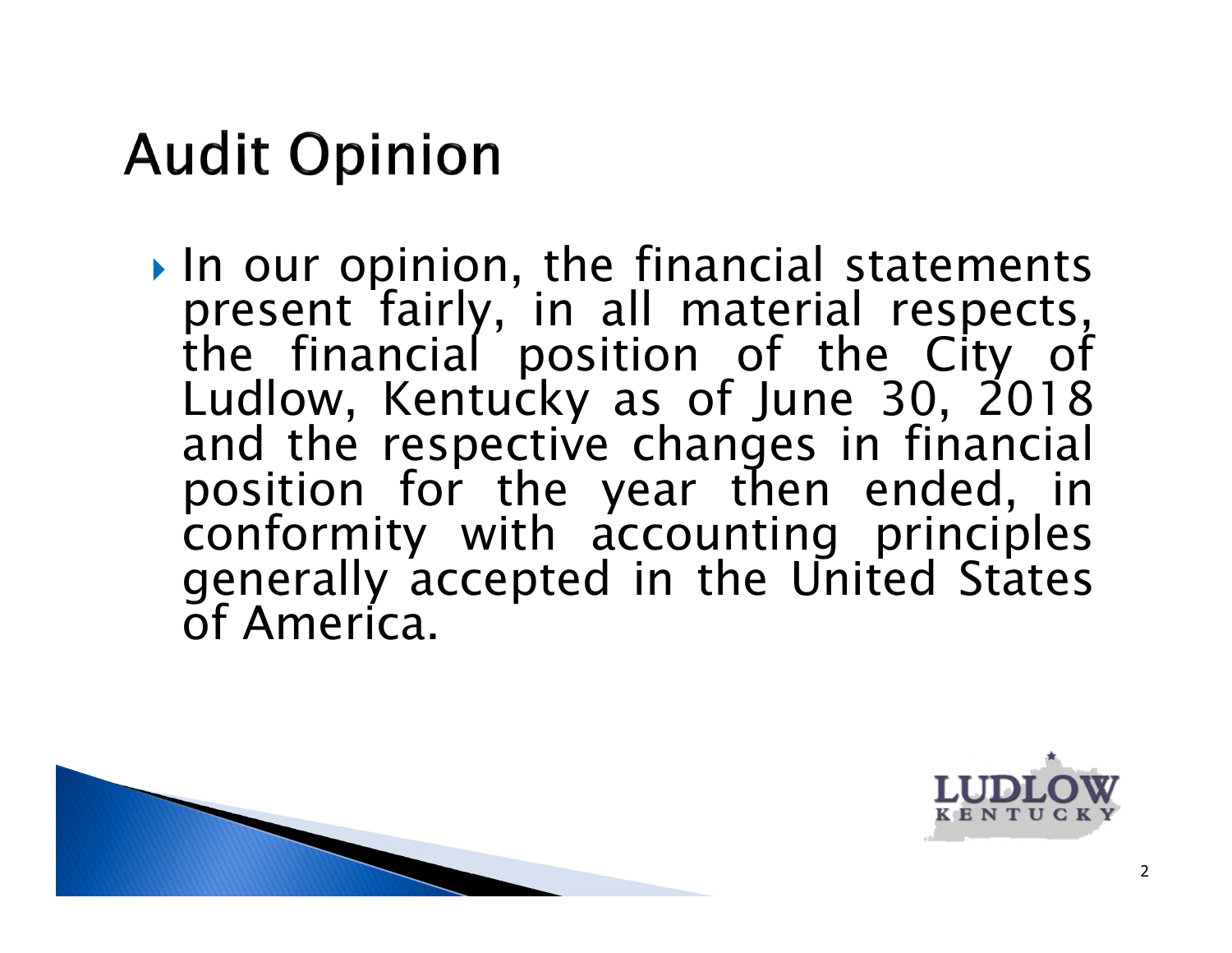# Audit Opinion

- In our opinion, the financial statements present fairly, in all material respects, the financial position of the City of Ludlow, Kentucky as of June 30, 2018 and the respective changes in financial position for the year then ended, in conformity with accounting principles generally accepted in the United States of America.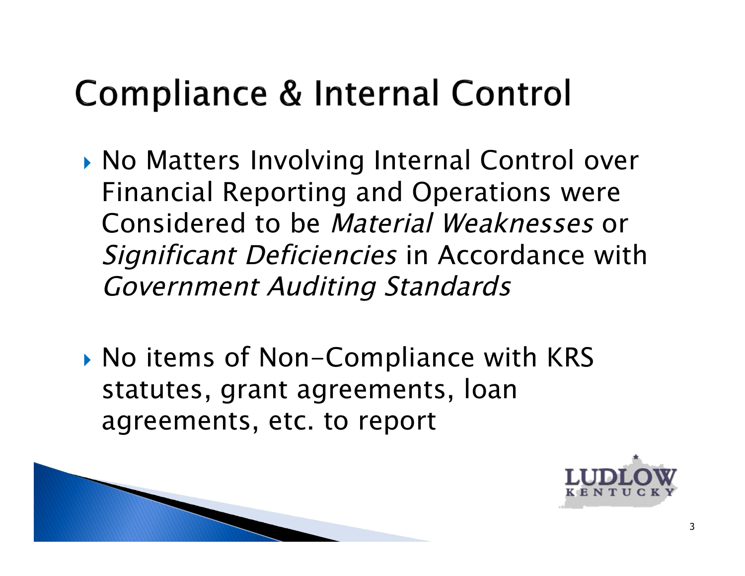# Compliance & Internal Control

- No Matters Involving Internal Control over Financial Reporting and Operations were Considered to be *Material Weaknesses* or *Significant Deficiencies* in Accordance with *Government Auditing Standards*

- No items of Non-Compliance with KRS statutes, grant agreements, loan agreements, etc. to report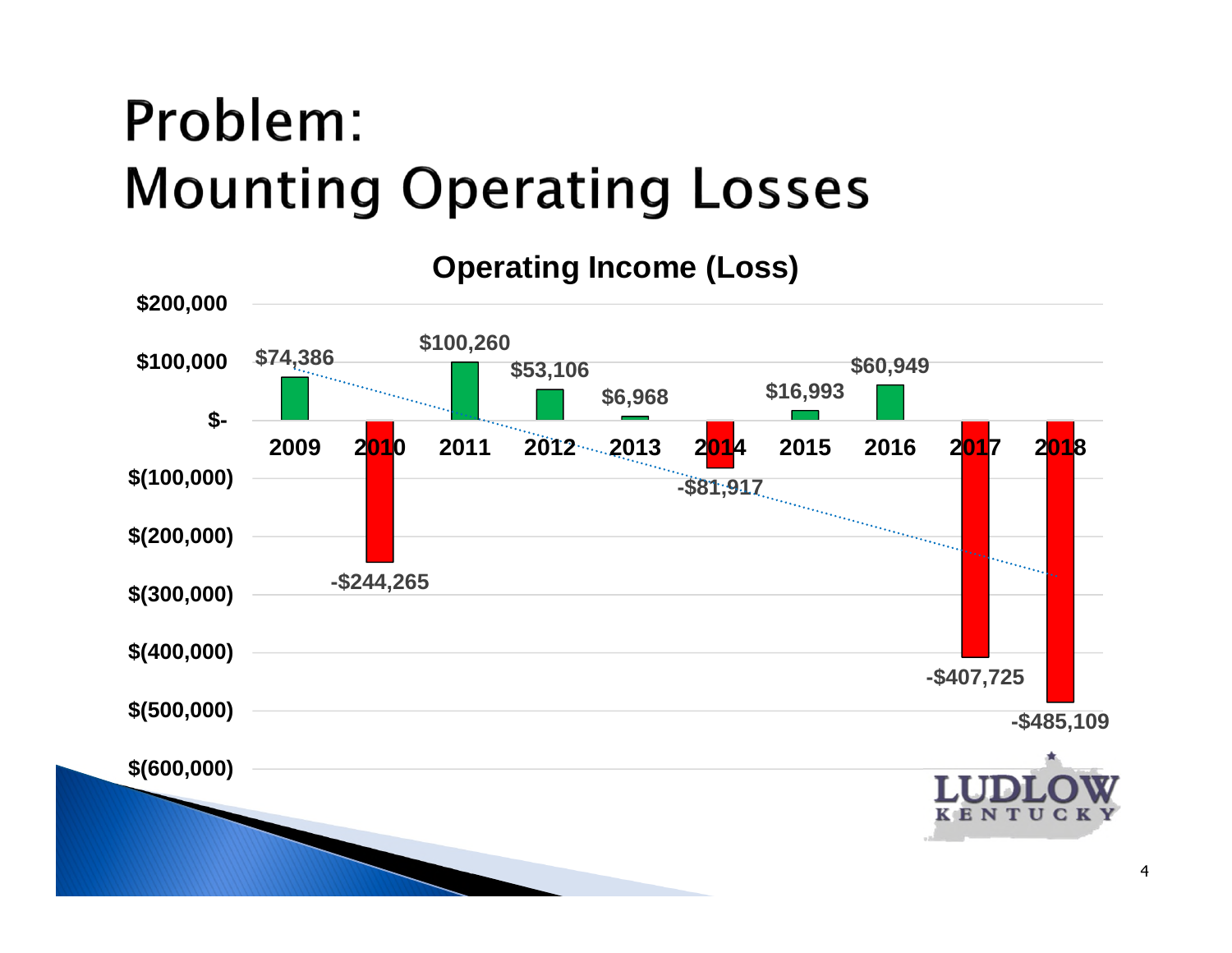# Problem: Mounting Operating Losses

**Operating Income (Loss)**

| Year | Operating Income (Loss) |
|---|---|
| 2009 | $74,386 |
| 2010 | -$244,265 |
| 2011 | $100,260 |
| 2012 | $53,106 |
| 2013 | $6,968 |
| 2014 | -$81,917 |
| 2015 | $16,993 |
| 2016 | $60,949 |
| 2017 | -$407,725 |
| 2018 | -$485,109 |

LUDLOW KENTUCKY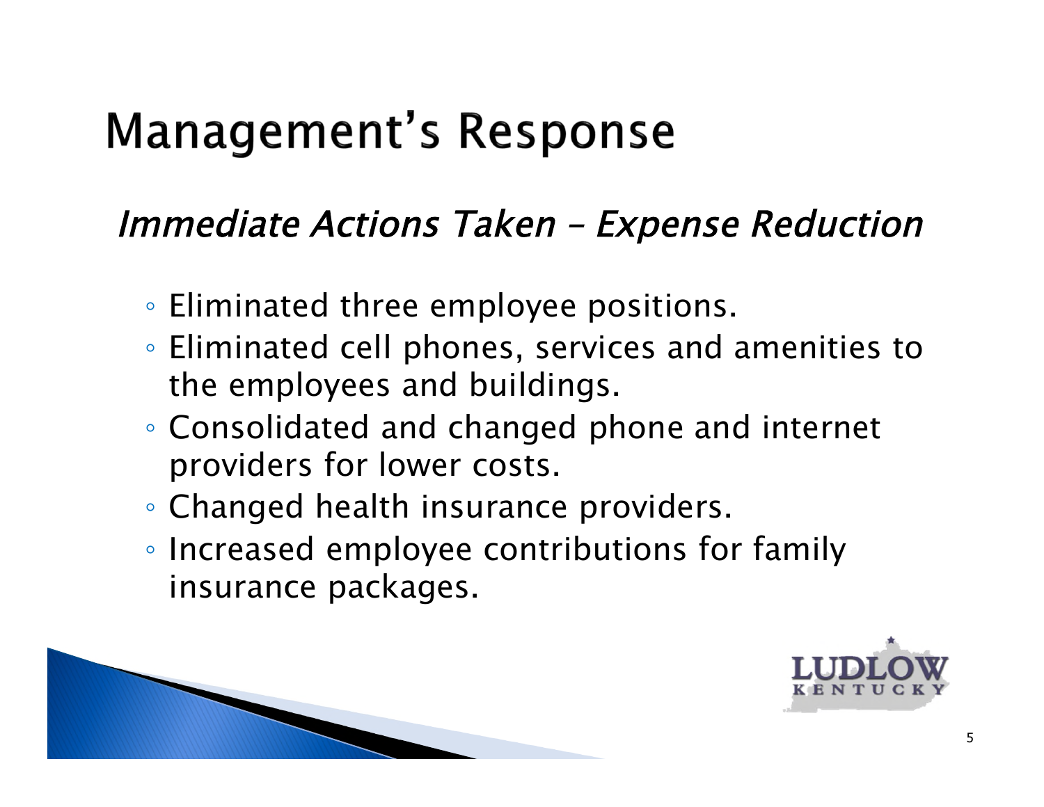# Management's Response

## *Immediate Actions Taken – Expense Reduction*

- Eliminated three employee positions.
- Eliminated cell phones, services and amenities to the employees and buildings.
- Consolidated and changed phone and internet providers for lower costs.
- Changed health insurance providers.
- Increased employee contributions for family insurance packages.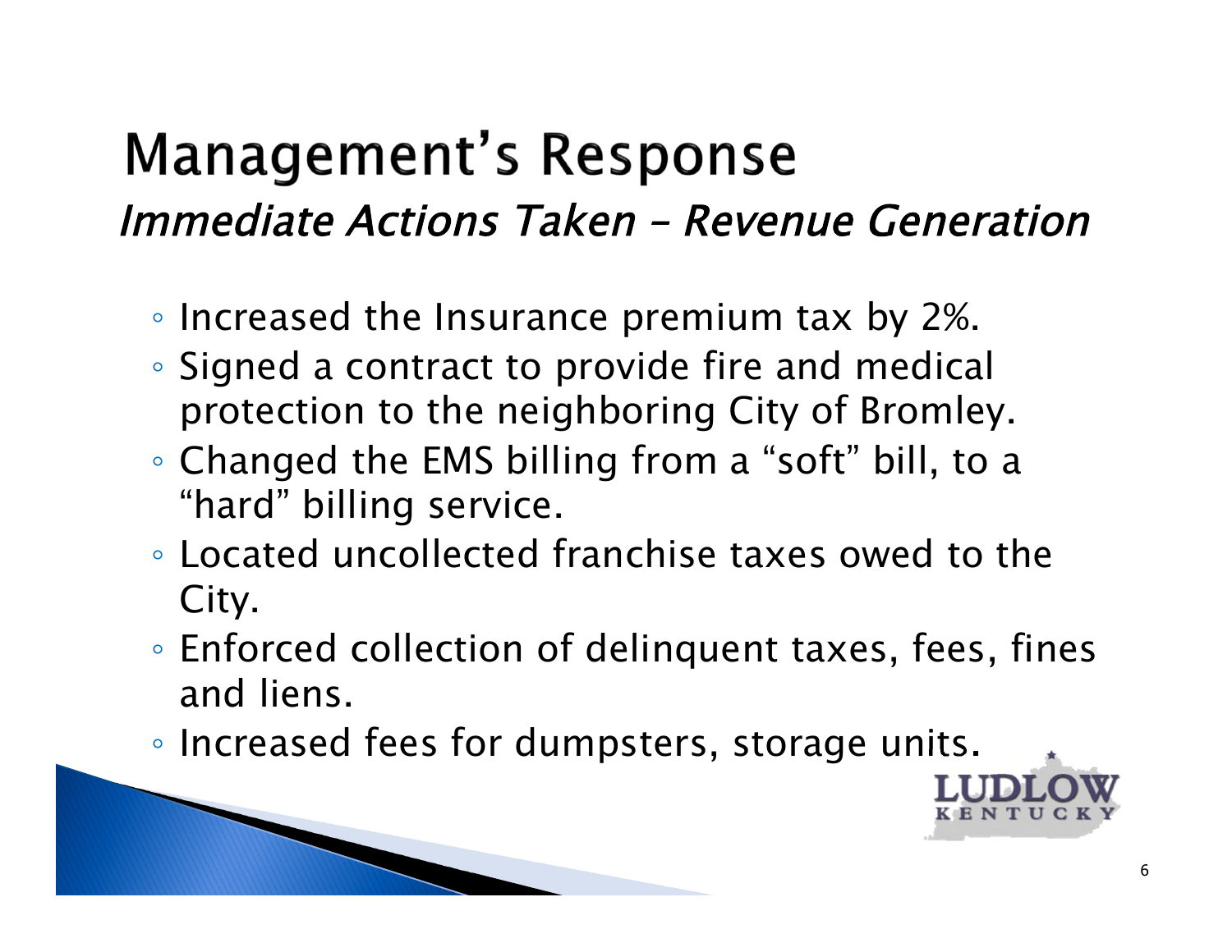# Management's Response

## *Immediate Actions Taken – Revenue Generation*

- Increased the Insurance premium tax by 2%.
- Signed a contract to provide fire and medical protection to the neighboring City of Bromley.
- Changed the EMS billing from a "soft" bill, to a "hard" billing service.
- Located uncollected franchise taxes owed to the City.
- Enforced collection of delinquent taxes, fees, fines and liens.
- Increased fees for dumpsters, storage units.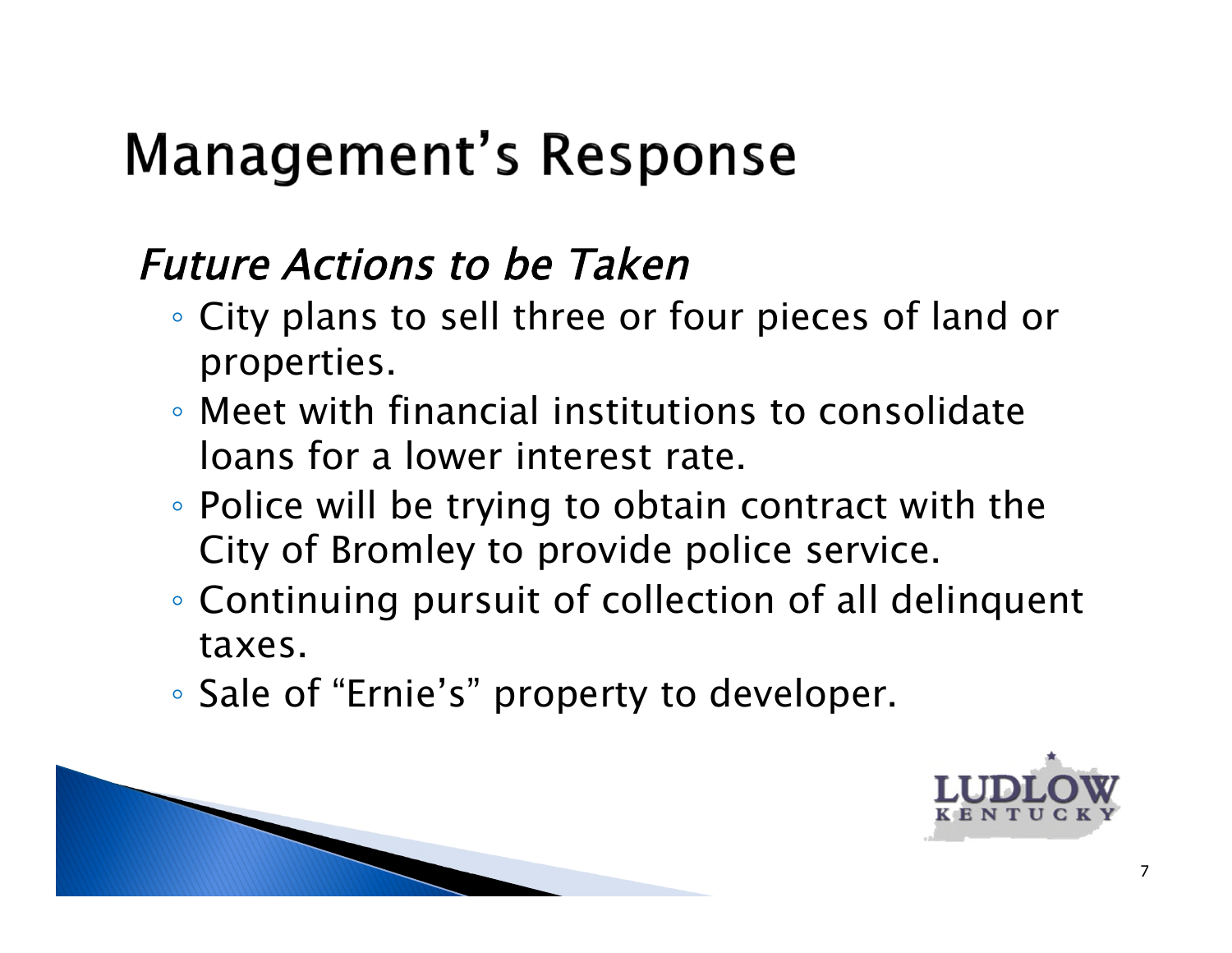# Management's Response

*Future Actions to be Taken*

- City plans to sell three or four pieces of land or properties.
- Meet with financial institutions to consolidate loans for a lower interest rate.
- Police will be trying to obtain contract with the City of Bromley to provide police service.
- Continuing pursuit of collection of all delinquent taxes.
- Sale of "Ernie's" property to developer.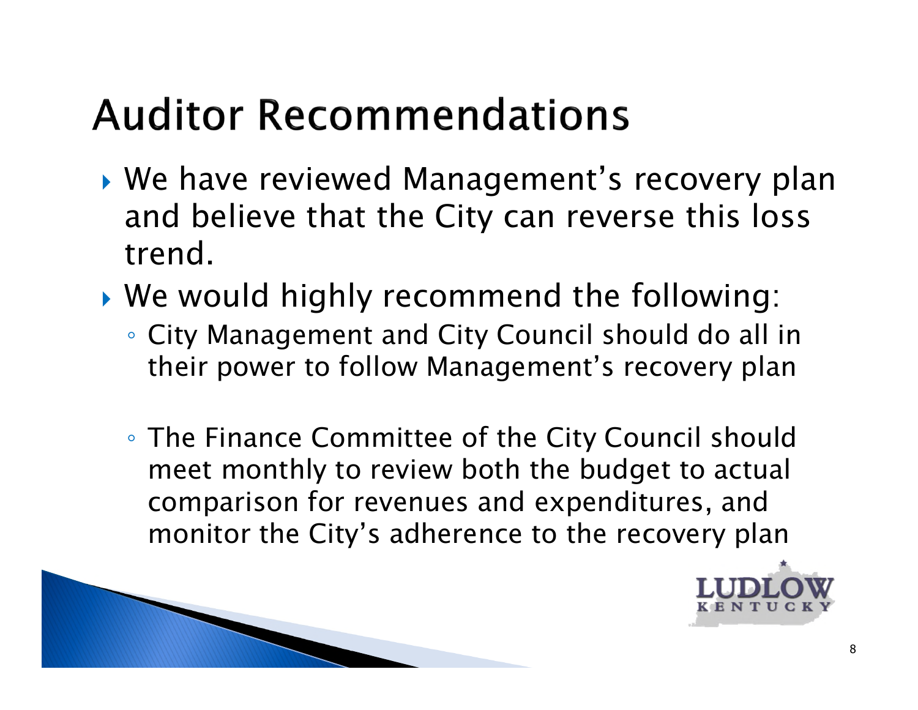# Auditor Recommendations

- We have reviewed Management's recovery plan and believe that the City can reverse this loss trend.
- We would highly recommend the following:
  - City Management and City Council should do all in their power to follow Management's recovery plan
  - The Finance Committee of the City Council should meet monthly to review both the budget to actual comparison for revenues and expenditures, and monitor the City's adherence to the recovery plan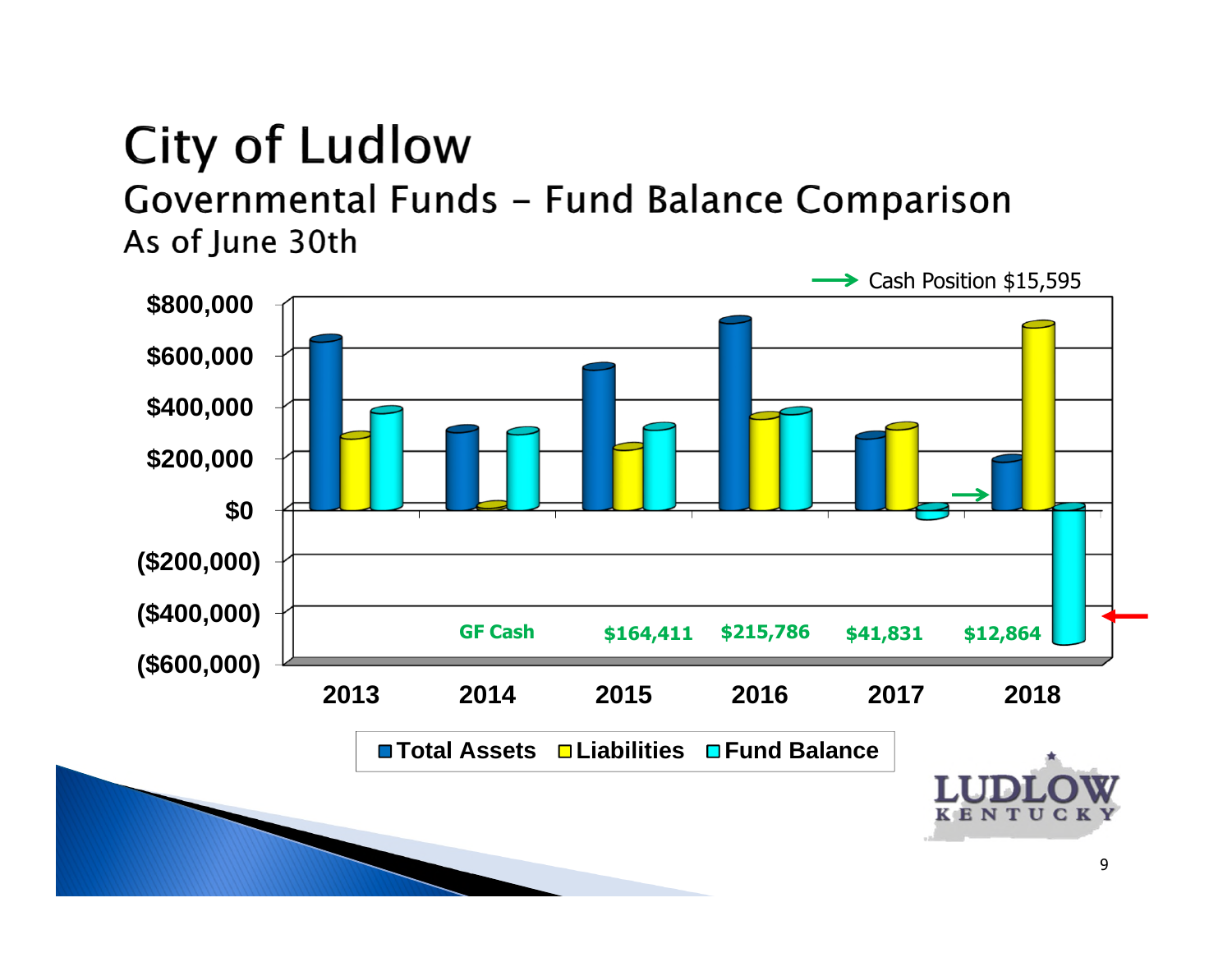# City of Ludlow

## Governmental Funds – Fund Balance Comparison

As of June 30th

Cash Position $15,595

| | 2013 | 2014 | 2015 | 2016 | 2017 | 2018 |
|---|---|---|---|---|---|---|
| GF Cash | | | $164,411 | $215,786 | $41,831 | $12,864 |

Legend: Total Assets, Liabilities, Fund Balance

Y-axis: $800,000; $600,000; $400,000; $200,000; $0; ($200,000); ($400,000); ($600,000)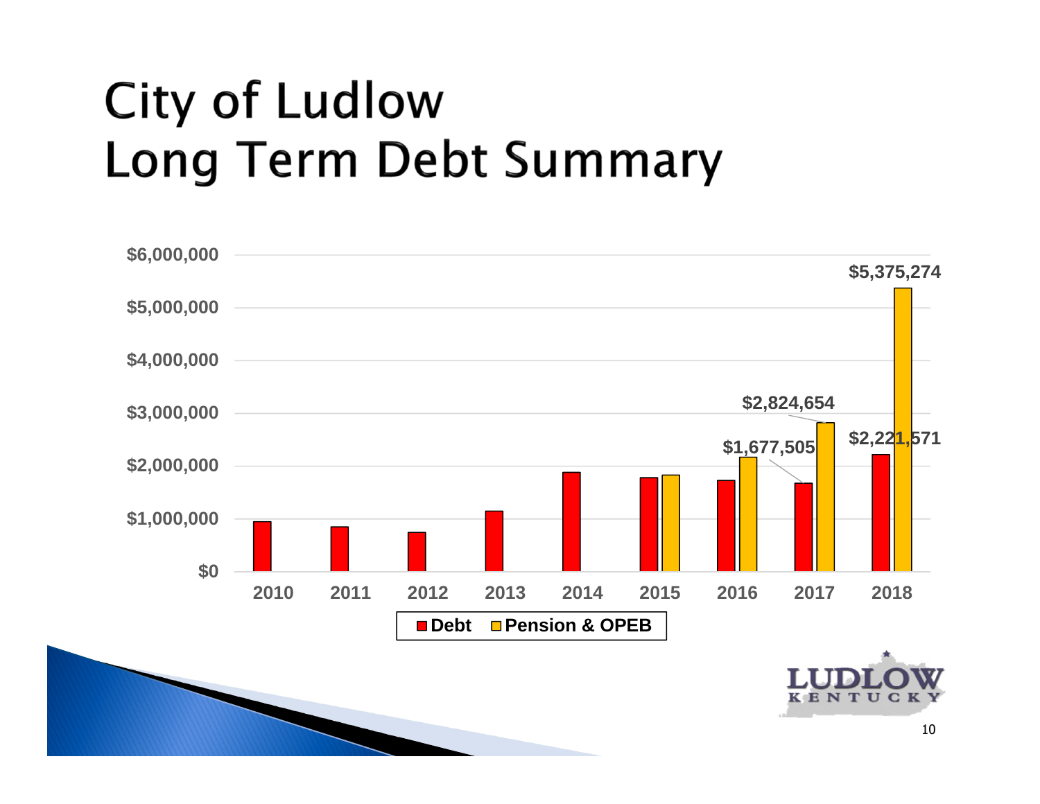# City of Ludlow
# Long Term Debt Summary

| Year | Debt | Pension & OPEB |
|---|---|---|
| 2010 | | |
| 2011 | | |
| 2012 | | |
| 2013 | | |
| 2014 | | |
| 2015 | | |
| 2016 | | |
| 2017 | $1,677,505 | $2,824,654 |
| 2018 | $2,221,571 | $5,375,274 |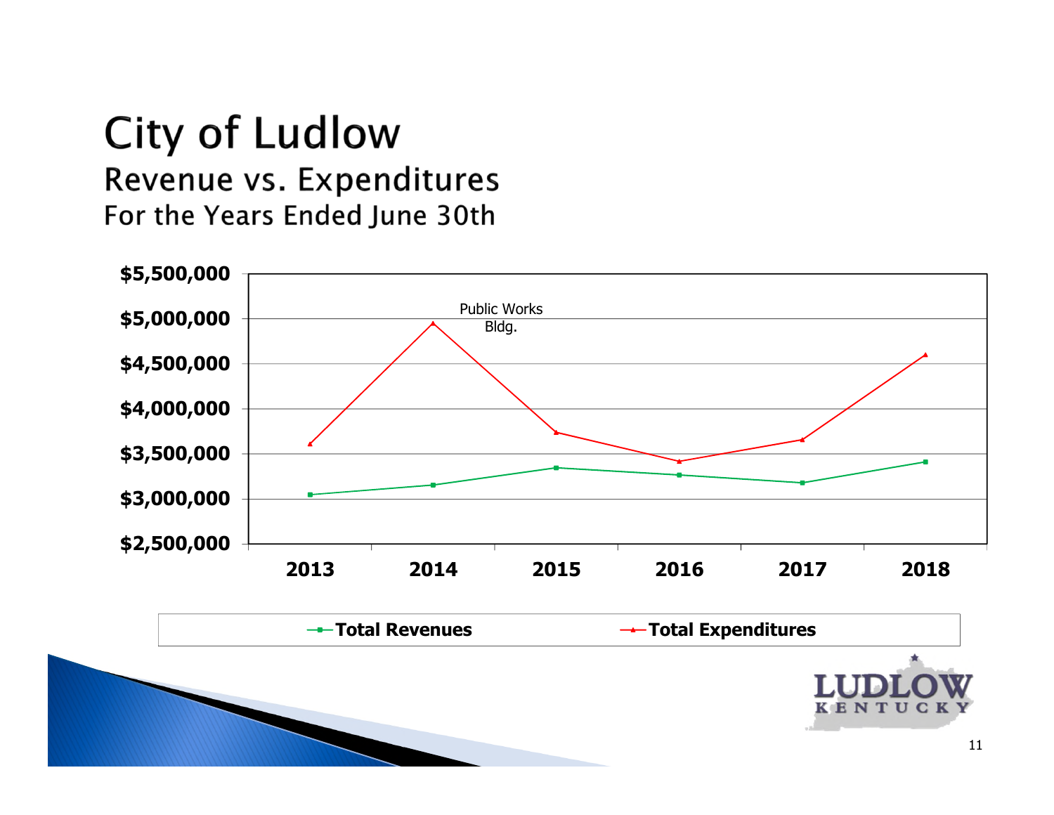# City of Ludlow

## Revenue vs. Expenditures

### For the Years Ended June 30th

$5,500,000
$5,000,000
$4,500,000
$4,000,000
$3,500,000
$3,000,000
$2,500,000

Public Works Bldg.

2013 2014 2015 2016 2017 2018

Total Revenues — Total Expenditures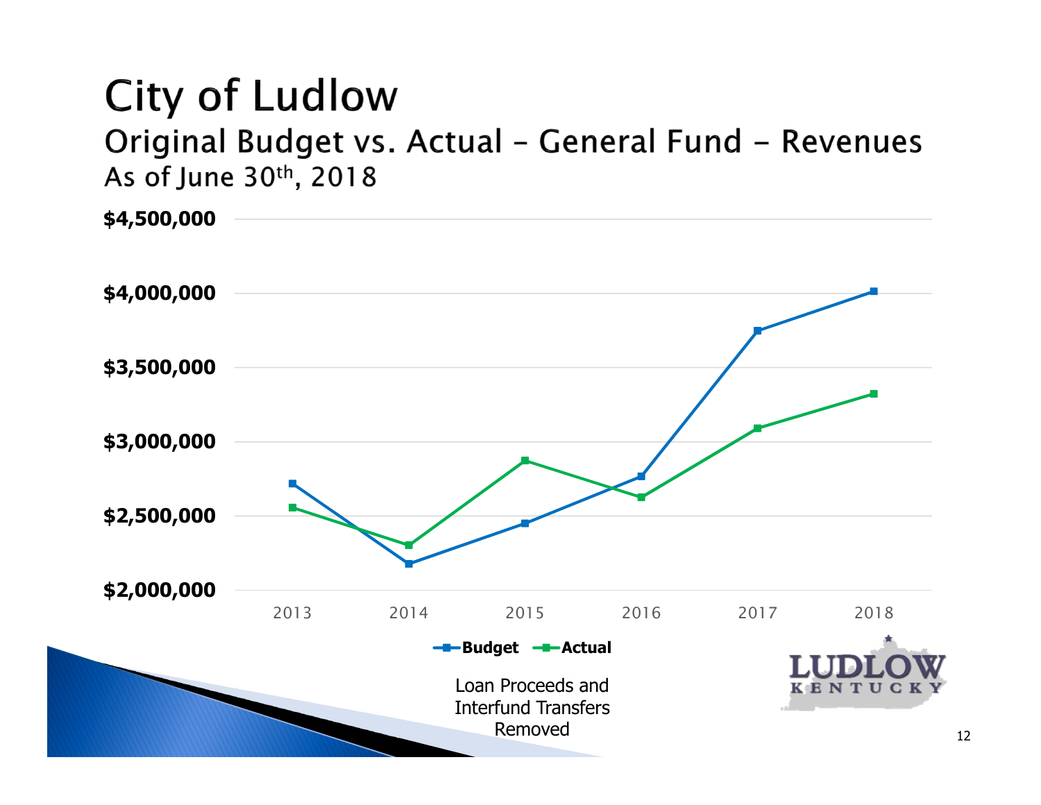# City of Ludlow

## Original Budget vs. Actual – General Fund – Revenues

### As of June 30th, 2018

Loan Proceeds and Interfund Transfers Removed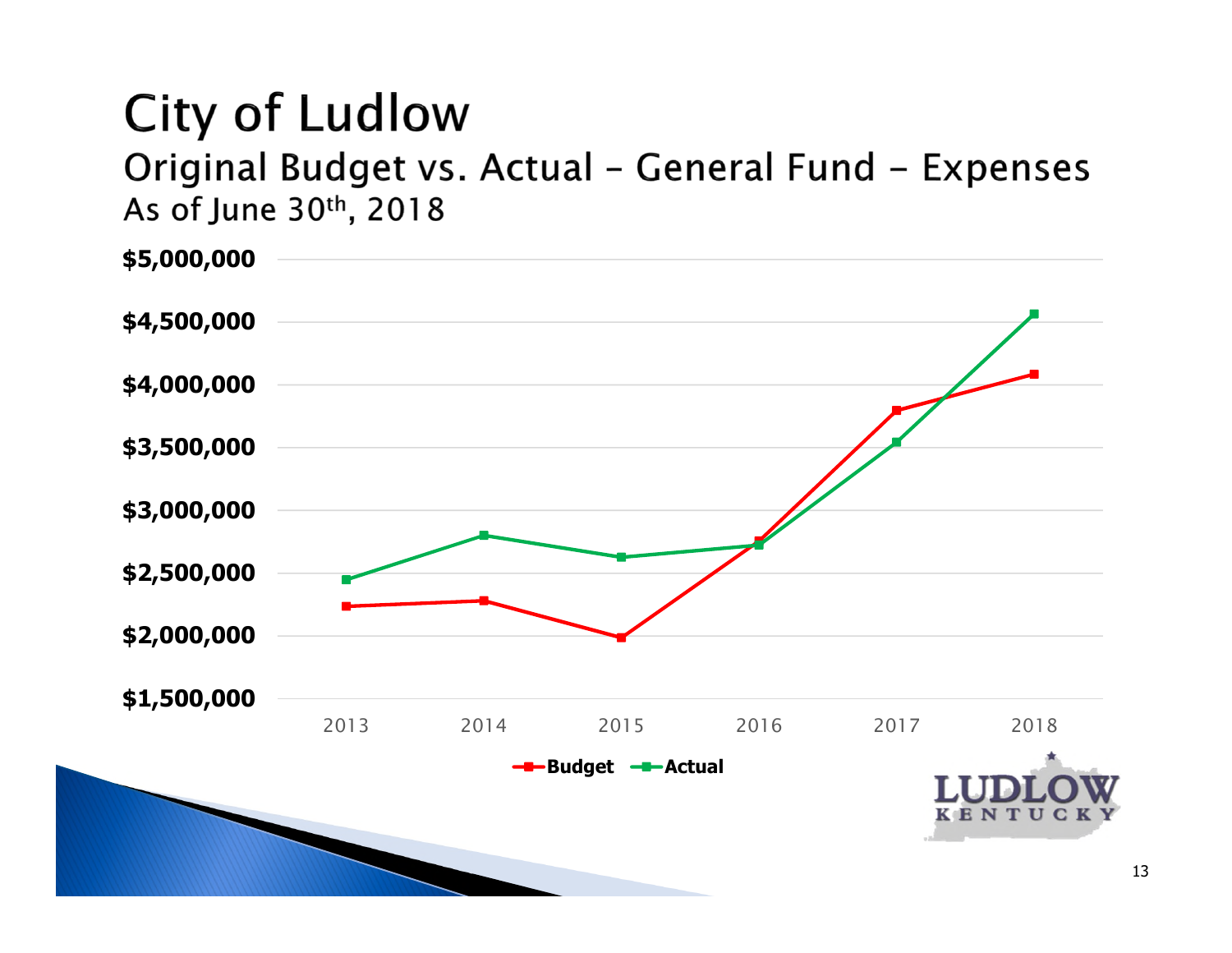# City of Ludlow

## Original Budget vs. Actual – General Fund – Expenses

### As of June 30th, 2018

$5,000,000

$4,500,000

$4,000,000

$3,500,000

$3,000,000

$2,500,000

$2,000,000

$1,500,000

2013 2014 2015 2016 2017 2018

**Budget** **Actual**

LUDLOW KENTUCKY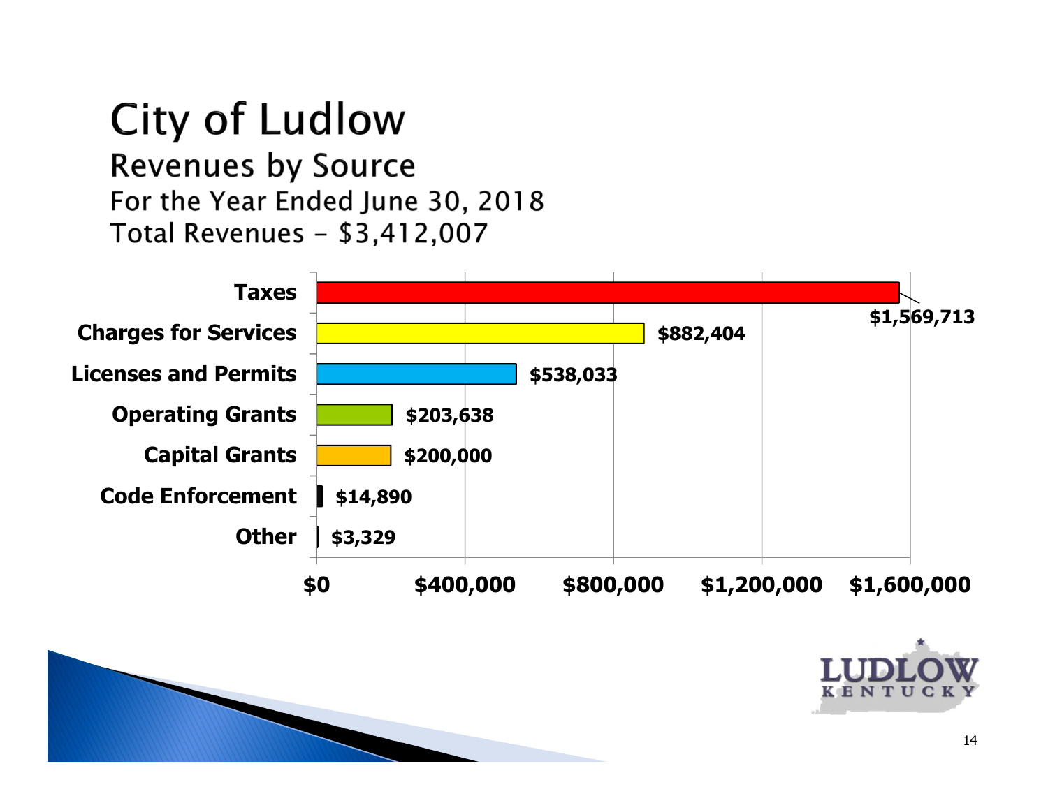# City of Ludlow

## Revenues by Source

For the Year Ended June 30, 2018

Total Revenues – $3,412,007

| Source | Amount |
|---|---|
| Taxes | $1,569,713 |
| Charges for Services | $882,404 |
| Licenses and Permits | $538,033 |
| Operating Grants | $203,638 |
| Capital Grants | $200,000 |
| Code Enforcement | $14,890 |
| Other | $3,329 |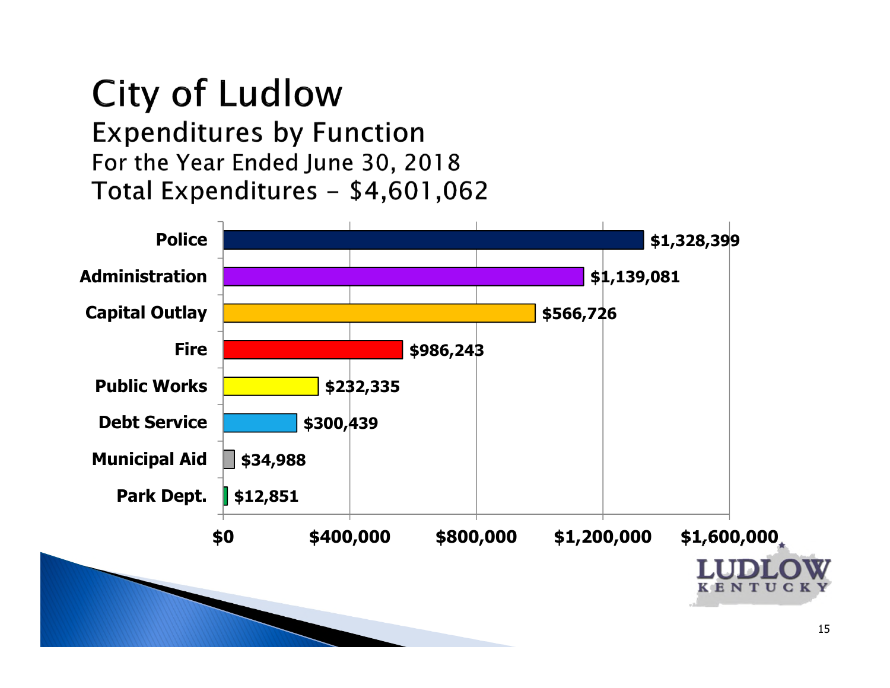# City of Ludlow

## Expenditures by Function

For the Year Ended June 30, 2018

Total Expenditures – $4,601,062

Police
$1,328,399

Administration
$1,139,081

Capital Outlay
$566,726

Fire
$986,243

Public Works
$232,335

Debt Service
$300,439

Municipal Aid
$34,988

Park Dept.
$12,851

$0
$400,000
$800,000
$1,200,000
$1,600,000

LUDLOW
KENTUCKY